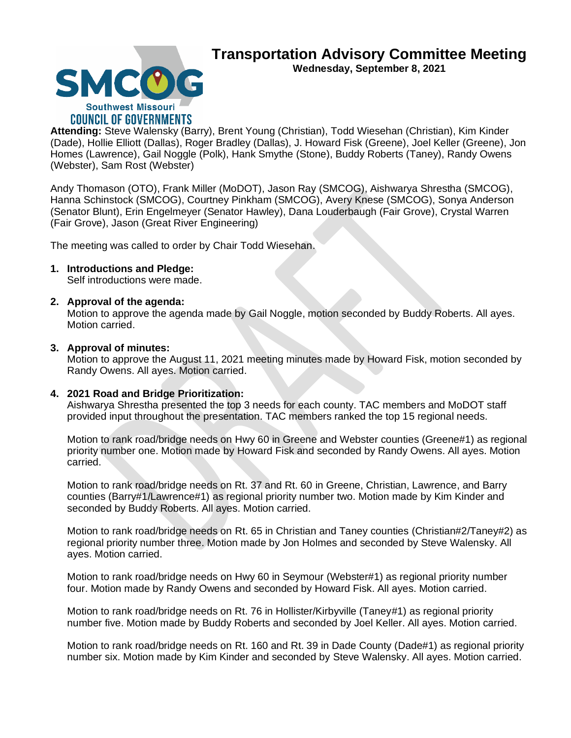# Transportation Advisory Committee Meeting

**Wednesday, September 8, 2021**

SMCOG
Southwest Missouri
COUNCIL OF GOVERNMENTS

**Attending:** Steve Walensky (Barry), Brent Young (Christian), Todd Wiesehan (Christian), Kim Kinder (Dade), Hollie Elliott (Dallas), Roger Bradley (Dallas), J. Howard Fisk (Greene), Joel Keller (Greene), Jon Homes (Lawrence), Gail Noggle (Polk), Hank Smythe (Stone), Buddy Roberts (Taney), Randy Owens (Webster), Sam Rost (Webster)

Andy Thomason (OTO), Frank Miller (MoDOT), Jason Ray (SMCOG), Aishwarya Shrestha (SMCOG), Hanna Schinstock (SMCOG), Courtney Pinkham (SMCOG), Avery Knese (SMCOG), Sonya Anderson (Senator Blunt), Erin Engelmeyer (Senator Hawley), Dana Louderbaugh (Fair Grove), Crystal Warren (Fair Grove), Jason (Great River Engineering)

The meeting was called to order by Chair Todd Wiesehan.

1. **Introductions and Pledge:**
   Self introductions were made.

2. **Approval of the agenda:**
   Motion to approve the agenda made by Gail Noggle, motion seconded by Buddy Roberts. All ayes. Motion carried.

3. **Approval of minutes:**
   Motion to approve the August 11, 2021 meeting minutes made by Howard Fisk, motion seconded by Randy Owens. All ayes. Motion carried.

4. **2021 Road and Bridge Prioritization:**
   Aishwarya Shrestha presented the top 3 needs for each county. TAC members and MoDOT staff provided input throughout the presentation. TAC members ranked the top 15 regional needs.

   Motion to rank road/bridge needs on Hwy 60 in Greene and Webster counties (Greene#1) as regional priority number one. Motion made by Howard Fisk and seconded by Randy Owens. All ayes. Motion carried.

   Motion to rank road/bridge needs on Rt. 37 and Rt. 60 in Greene, Christian, Lawrence, and Barry counties (Barry#1/Lawrence#1) as regional priority number two. Motion made by Kim Kinder and seconded by Buddy Roberts. All ayes. Motion carried.

   Motion to rank road/bridge needs on Rt. 65 in Christian and Taney counties (Christian#2/Taney#2) as regional priority number three. Motion made by Jon Holmes and seconded by Steve Walensky. All ayes. Motion carried.

   Motion to rank road/bridge needs on Hwy 60 in Seymour (Webster#1) as regional priority number four. Motion made by Randy Owens and seconded by Howard Fisk. All ayes. Motion carried.

   Motion to rank road/bridge needs on Rt. 76 in Hollister/Kirbyville (Taney#1) as regional priority number five. Motion made by Buddy Roberts and seconded by Joel Keller. All ayes. Motion carried.

   Motion to rank road/bridge needs on Rt. 160 and Rt. 39 in Dade County (Dade#1) as regional priority number six. Motion made by Kim Kinder and seconded by Steve Walensky. All ayes. Motion carried.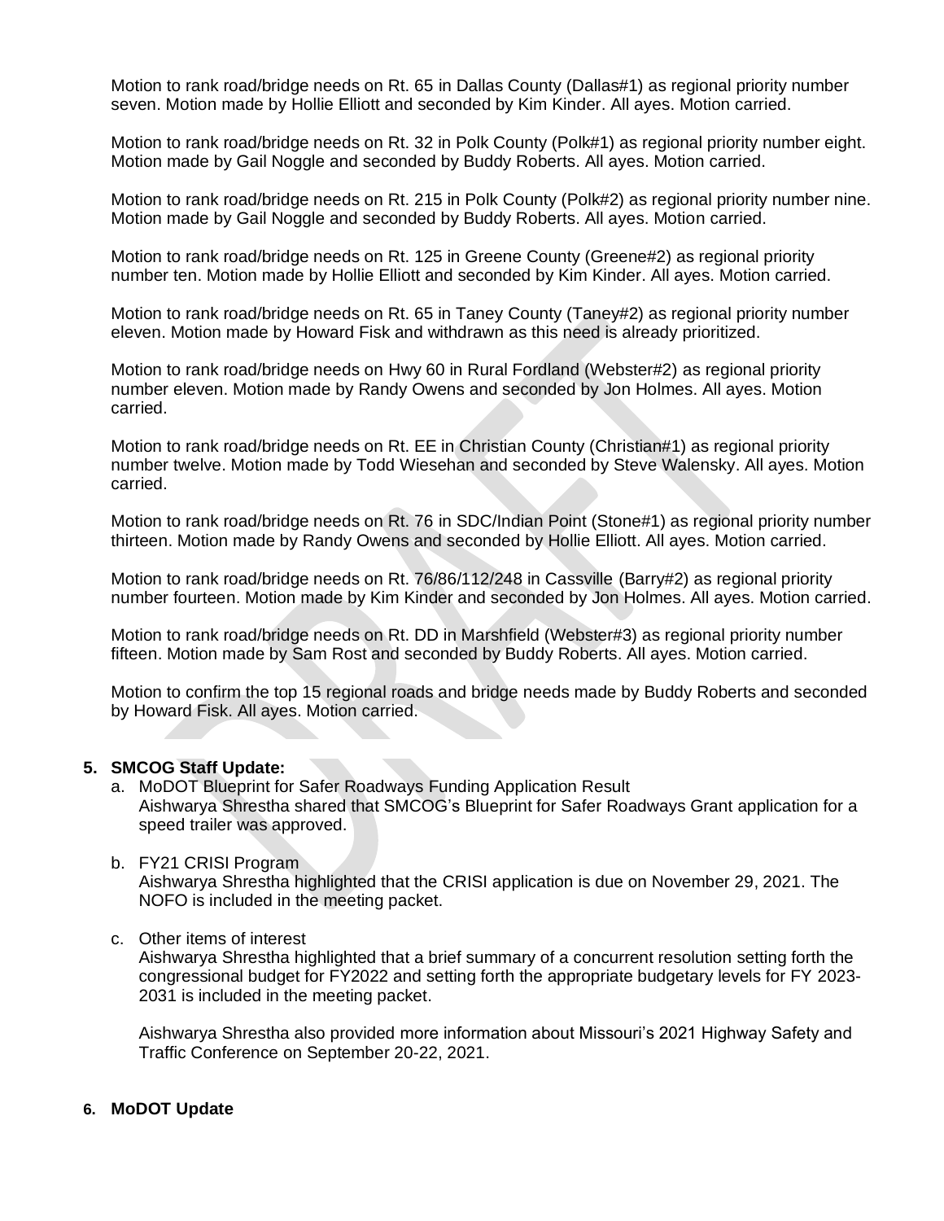Motion to rank road/bridge needs on Rt. 65 in Dallas County (Dallas#1) as regional priority number seven. Motion made by Hollie Elliott and seconded by Kim Kinder. All ayes. Motion carried.

Motion to rank road/bridge needs on Rt. 32 in Polk County (Polk#1) as regional priority number eight. Motion made by Gail Noggle and seconded by Buddy Roberts. All ayes. Motion carried.

Motion to rank road/bridge needs on Rt. 215 in Polk County (Polk#2) as regional priority number nine. Motion made by Gail Noggle and seconded by Buddy Roberts. All ayes. Motion carried.

Motion to rank road/bridge needs on Rt. 125 in Greene County (Greene#2) as regional priority number ten. Motion made by Hollie Elliott and seconded by Kim Kinder. All ayes. Motion carried.

Motion to rank road/bridge needs on Rt. 65 in Taney County (Taney#2) as regional priority number eleven. Motion made by Howard Fisk and withdrawn as this need is already prioritized.

Motion to rank road/bridge needs on Hwy 60 in Rural Fordland (Webster#2) as regional priority number eleven. Motion made by Randy Owens and seconded by Jon Holmes. All ayes. Motion carried.

Motion to rank road/bridge needs on Rt. EE in Christian County (Christian#1) as regional priority number twelve. Motion made by Todd Wiesehan and seconded by Steve Walensky. All ayes. Motion carried.

Motion to rank road/bridge needs on Rt. 76 in SDC/Indian Point (Stone#1) as regional priority number thirteen. Motion made by Randy Owens and seconded by Hollie Elliott. All ayes. Motion carried.

Motion to rank road/bridge needs on Rt. 76/86/112/248 in Cassville (Barry#2) as regional priority number fourteen. Motion made by Kim Kinder and seconded by Jon Holmes. All ayes. Motion carried.

Motion to rank road/bridge needs on Rt. DD in Marshfield (Webster#3) as regional priority number fifteen. Motion made by Sam Rost and seconded by Buddy Roberts. All ayes. Motion carried.

Motion to confirm the top 15 regional roads and bridge needs made by Buddy Roberts and seconded by Howard Fisk. All ayes. Motion carried.

**5. SMCOG Staff Update:**

a. MoDOT Blueprint for Safer Roadways Funding Application Result
Aishwarya Shrestha shared that SMCOG's Blueprint for Safer Roadways Grant application for a speed trailer was approved.

b. FY21 CRISI Program
Aishwarya Shrestha highlighted that the CRISI application is due on November 29, 2021. The NOFO is included in the meeting packet.

c. Other items of interest
Aishwarya Shrestha highlighted that a brief summary of a concurrent resolution setting forth the congressional budget for FY2022 and setting forth the appropriate budgetary levels for FY 2023-2031 is included in the meeting packet.

Aishwarya Shrestha also provided more information about Missouri's 2021 Highway Safety and Traffic Conference on September 20-22, 2021.

**6. MoDOT Update**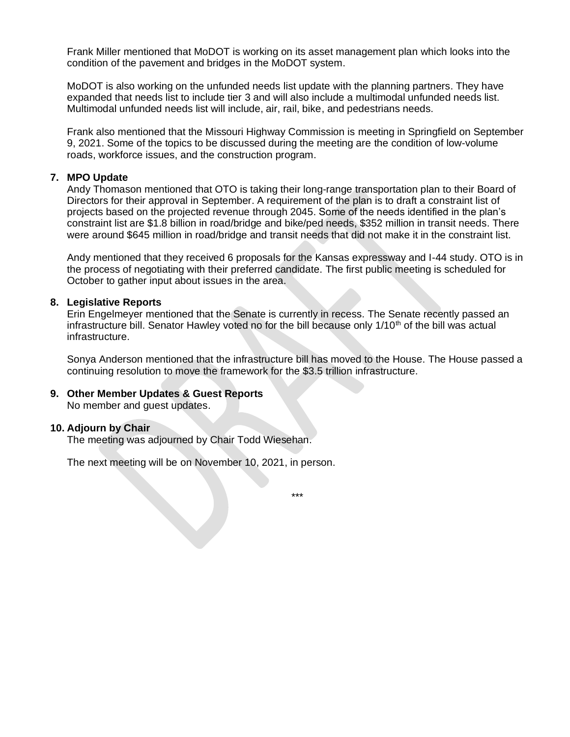Frank Miller mentioned that MoDOT is working on its asset management plan which looks into the condition of the pavement and bridges in the MoDOT system.

MoDOT is also working on the unfunded needs list update with the planning partners. They have expanded that needs list to include tier 3 and will also include a multimodal unfunded needs list. Multimodal unfunded needs list will include, air, rail, bike, and pedestrians needs.

Frank also mentioned that the Missouri Highway Commission is meeting in Springfield on September 9, 2021. Some of the topics to be discussed during the meeting are the condition of low-volume roads, workforce issues, and the construction program.

**7. MPO Update**

Andy Thomason mentioned that OTO is taking their long-range transportation plan to their Board of Directors for their approval in September. A requirement of the plan is to draft a constraint list of projects based on the projected revenue through 2045. Some of the needs identified in the plan's constraint list are $1.8 billion in road/bridge and bike/ped needs, $352 million in transit needs. There were around $645 million in road/bridge and transit needs that did not make it in the constraint list.

Andy mentioned that they received 6 proposals for the Kansas expressway and I-44 study. OTO is in the process of negotiating with their preferred candidate. The first public meeting is scheduled for October to gather input about issues in the area.

**8. Legislative Reports**

Erin Engelmeyer mentioned that the Senate is currently in recess. The Senate recently passed an infrastructure bill. Senator Hawley voted no for the bill because only 1/10th of the bill was actual infrastructure.

Sonya Anderson mentioned that the infrastructure bill has moved to the House. The House passed a continuing resolution to move the framework for the $3.5 trillion infrastructure.

**9. Other Member Updates & Guest Reports**

No member and guest updates.

**10. Adjourn by Chair**

The meeting was adjourned by Chair Todd Wiesehan.

The next meeting will be on November 10, 2021, in person.

***